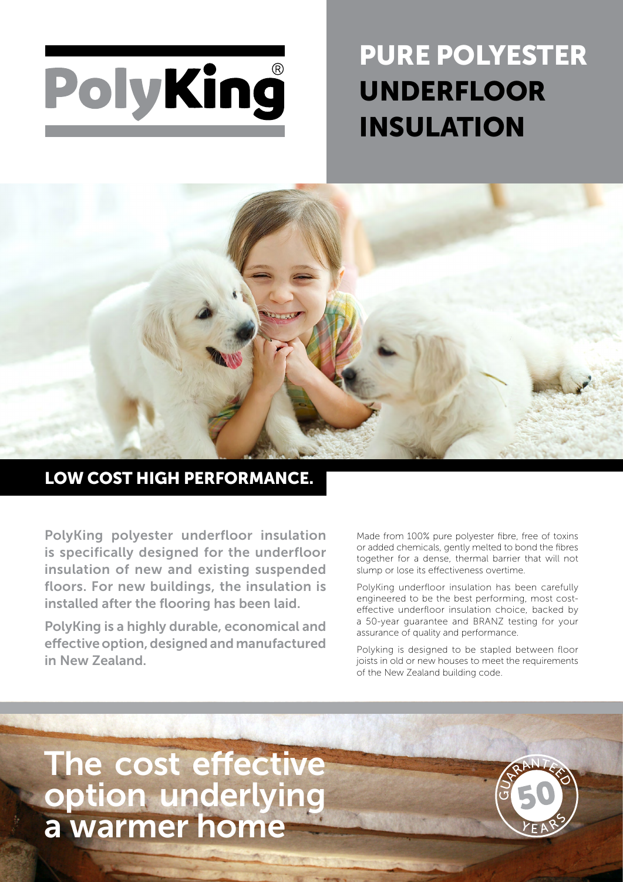PolyKing®

# PURE POLYESTER UNDERFLOOR INSULATION

## LOW COST HIGH PERFORMANCE.

**PolyKing polyester underfloor insulation is specifically designed for the underfloor insulation of new and existing suspended floors. For new buildings, the insulation is installed after the flooring has been laid.**

**PolyKing is a highly durable, economical and effective option, designed and manufactured in New Zealand.**

Made from 100% pure polyester fibre, free of toxins or added chemicals, gently melted to bond the fibres together for a dense, thermal barrier that will not slump or lose its effectiveness overtime.

PolyKing underfloor insulation has been carefully engineered to be the best performing, most cost-effective underfloor insulation choice, backed by a 50-year guarantee and BRANZ testing for your assurance of quality and performance.

Polyking is designed to be stapled between floor joists in old or new houses to meet the requirements of the New Zealand building code.

# The cost effective option underlying a warmer home

GUARANTEED 50 YEARS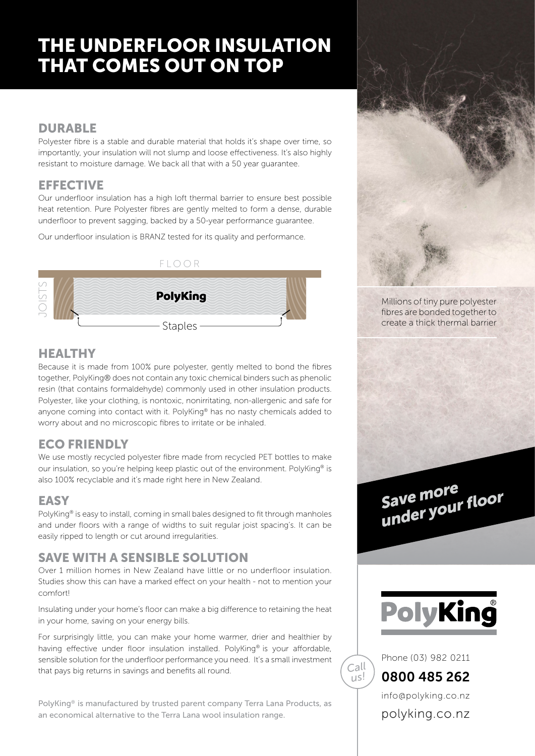# THE UNDERFLOOR INSULATION THAT COMES OUT ON TOP

## DURABLE

Polyester fibre is a stable and durable material that holds it's shape over time, so importantly, your insulation will not slump and loose effectiveness. It's also highly resistant to moisture damage. We back all that with a 50 year guarantee.

## EFFECTIVE

Our underfloor insulation has a high loft thermal barrier to ensure best possible heat retention. Pure Polyester fibres are gently melted to form a dense, durable underfloor to prevent sagging, backed by a 50-year performance guarantee.

Our underfloor insulation is BRANZ tested for its quality and performance.

FLOOR

JOISTS

PolyKing

Staples

## HEALTHY

Because it is made from 100% pure polyester, gently melted to bond the fibres together, PolyKing® does not contain any toxic chemical binders such as phenolic resin (that contains formaldehyde) commonly used in other insulation products. Polyester, like your clothing, is nontoxic, nonirritating, non-allergenic and safe for anyone coming into contact with it. PolyKing® has no nasty chemicals added to worry about and no microscopic fibres to irritate or be inhaled.

## ECO FRIENDLY

We use mostly recycled polyester fibre made from recycled PET bottles to make our insulation, so you're helping keep plastic out of the environment. PolyKing® is also 100% recyclable and it's made right here in New Zealand.

## EASY

PolyKing® is easy to install, coming in small bales designed to fit through manholes and under floors with a range of widths to suit regular joist spacing's. It can be easily ripped to length or cut around irregularities.

## SAVE WITH A SENSIBLE SOLUTION

Over 1 million homes in New Zealand have little or no underfloor insulation. Studies show this can have a marked effect on your health - not to mention your comfort!

Insulating under your home's floor can make a big difference to retaining the heat in your home, saving on your energy bills.

For surprisingly little, you can make your home warmer, drier and healthier by having effective under floor insulation installed. PolyKing® is your affordable, sensible solution for the underfloor performance you need. It's a small investment that pays big returns in savings and benefits all round.

PolyKing® is manufactured by trusted parent company Terra Lana Products, as an economical alternative to the Terra Lana wool insulation range.

Millions of tiny pure polyester fibres are bonded together to create a thick thermal barrier

*Save more under your floor*

PolyKing®

Call us!

Phone (03) 982 0211

**0800 485 262**

info@polyking.co.nz

polyking.co.nz